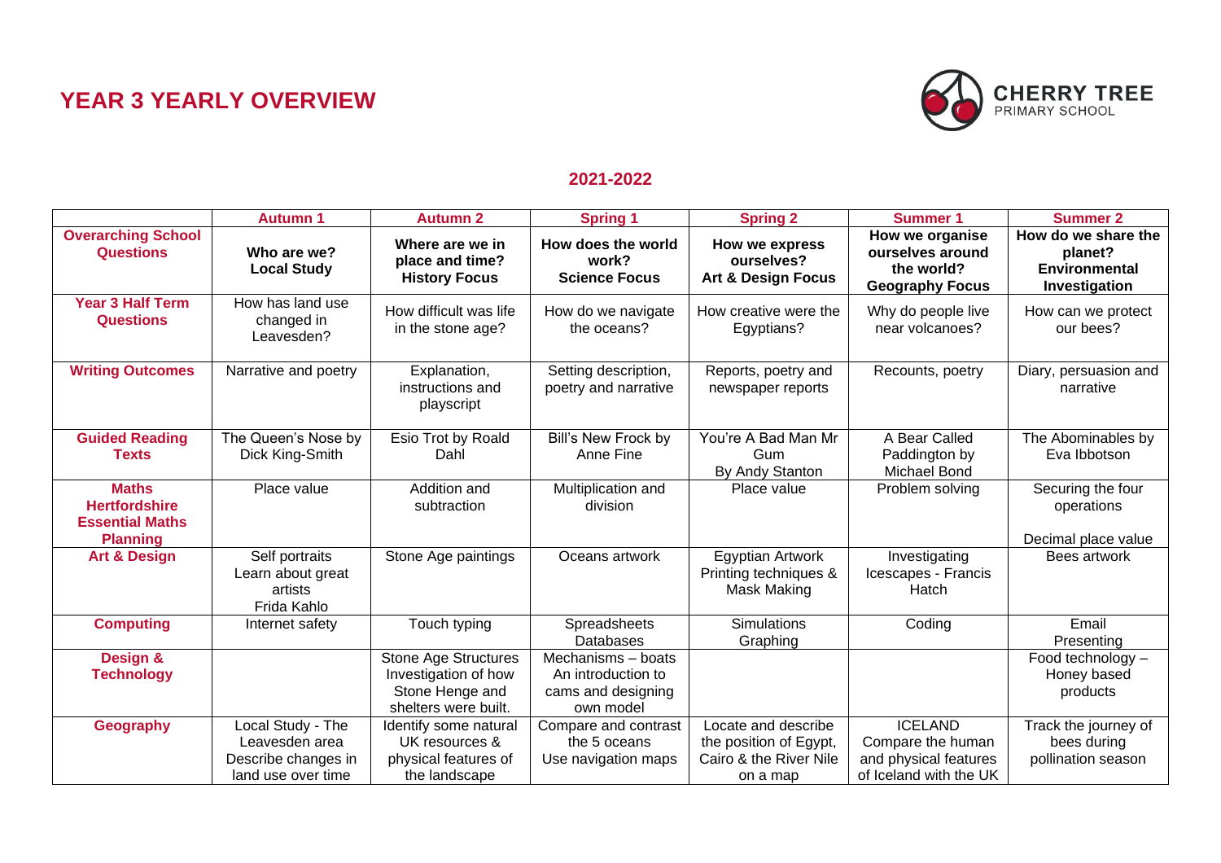# YEAR 3 YEARLY OVERVIEW

CHERRY TREE PRIMARY SCHOOL

## 2021-2022

| | Autumn 1 | Autumn 2 | Spring 1 | Spring 2 | Summer 1 | Summer 2 |
|---|---|---|---|---|---|---|
| **Overarching School Questions** | **Who are we? Local Study** | **Where are we in place and time? History Focus** | **How does the world work? Science Focus** | **How we express ourselves? Art & Design Focus** | **How we organise ourselves around the world? Geography Focus** | **How do we share the planet? Environmental Investigation** |
| **Year 3 Half Term Questions** | How has land use changed in Leavesden? | How difficult was life in the stone age? | How do we navigate the oceans? | How creative were the Egyptians? | Why do people live near volcanoes? | How can we protect our bees? |
| **Writing Outcomes** | Narrative and poetry | Explanation, instructions and playscript | Setting description, poetry and narrative | Reports, poetry and newspaper reports | Recounts, poetry | Diary, persuasion and narrative |
| **Guided Reading Texts** | The Queen's Nose by Dick King-Smith | Esio Trot by Roald Dahl | Bill's New Frock by Anne Fine | You're A Bad Man Mr Gum By Andy Stanton | A Bear Called Paddington by Michael Bond | The Abominables by Eva Ibbotson |
| **Maths Hertfordshire Essential Maths Planning** | Place value | Addition and subtraction | Multiplication and division | Place value | Problem solving | Securing the four operations<br><br>Decimal place value |
| **Art & Design** | Self portraits<br>Learn about great artists<br>Frida Kahlo | Stone Age paintings | Oceans artwork | Egyptian Artwork<br>Printing techniques & Mask Making | Investigating Icescapes - Francis Hatch | Bees artwork |
| **Computing** | Internet safety | Touch typing | Spreadsheets<br>Databases | Simulations<br>Graphing | Coding | Email<br>Presenting |
| **Design & Technology** | | Stone Age Structures Investigation of how Stone Henge and shelters were built. | Mechanisms – boats<br>An introduction to cams and designing own model | | | Food technology – Honey based products |
| **Geography** | Local Study - The Leavesden area<br>Describe changes in land use over time | Identify some natural UK resources & physical features of the landscape | Compare and contrast the 5 oceans<br>Use navigation maps | Locate and describe the position of Egypt, Cairo & the River Nile on a map | ICELAND<br>Compare the human and physical features of Iceland with the UK | Track the journey of bees during pollination season |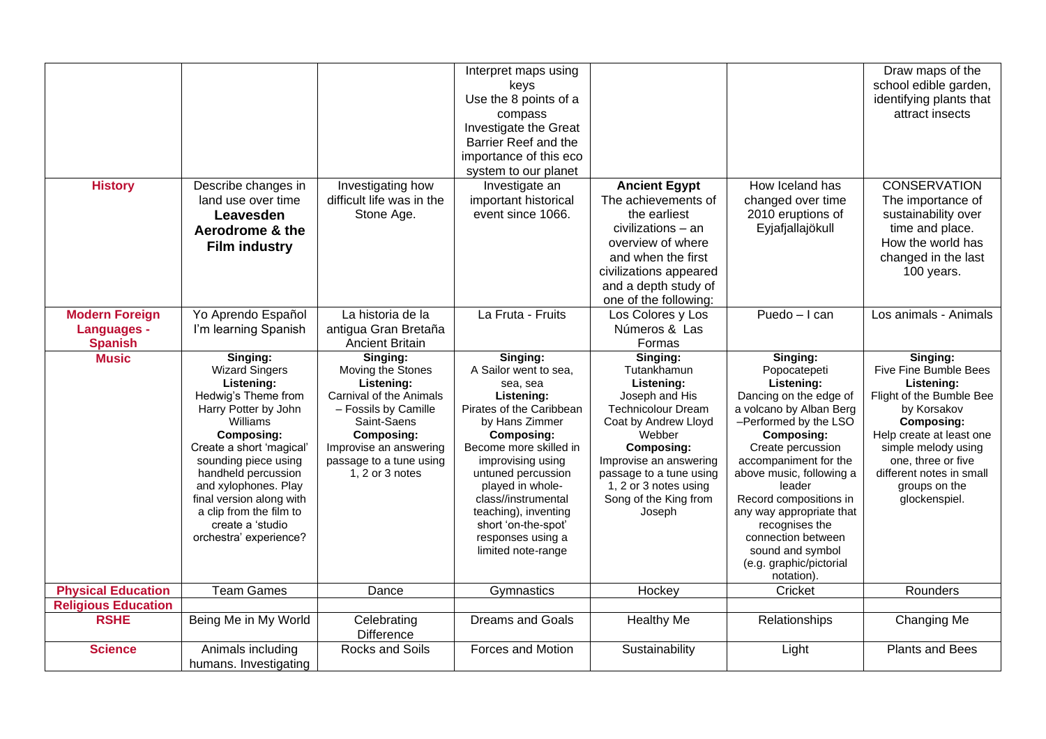| | | | | | | |
|---|---|---|---|---|---|---|
| | | | Interpret maps using keys<br>Use the 8 points of a compass<br>Investigate the Great Barrier Reef and the importance of this eco system to our planet | | | Draw maps of the school edible garden, identifying plants that attract insects |
| **History** | Describe changes in land use over time **Leavesden Aerodrome & the Film industry** | Investigating how difficult life was in the Stone Age. | Investigate an important historical event since 1066. | **Ancient Egypt** The achievements of the earliest civilizations – an overview of where and when the first civilizations appeared and a depth study of one of the following: | How Iceland has changed over time 2010 eruptions of Eyjafjallajökull | CONSERVATION The importance of sustainability over time and place. How the world has changed in the last 100 years. |
| **Modern Foreign Languages - Spanish** | Yo Aprendo Español I'm learning Spanish | La historia de la antigua Gran Bretaña Ancient Britain | La Fruta - Fruits | Los Colores y Los Números & Las Formas | Puedo – I can | Los animals - Animals |
| **Music** | **Singing:** Wizard Singers<br>**Listening:** Hedwig's Theme from Harry Potter by John Williams<br>**Composing:** Create a short 'magical' sounding piece using handheld percussion and xylophones. Play final version along with a clip from the film to create a 'studio orchestra' experience? | **Singing:** Moving the Stones<br>**Listening:** Carnival of the Animals – Fossils by Camille Saint-Saens<br>**Composing:** Improvise an answering passage to a tune using 1, 2 or 3 notes | **Singing:** A Sailor went to sea, sea, sea<br>**Listening:** Pirates of the Caribbean by Hans Zimmer<br>**Composing:** Become more skilled in improvising using untuned percussion played in whole-class//instrumental teaching), inventing short 'on-the-spot' responses using a limited note-range | **Singing:** Tutankhamun<br>**Listening:** Joseph and His Technicolour Dream Coat by Andrew Lloyd Webber<br>**Composing:** Improvise an answering passage to a tune using 1, 2 or 3 notes using Song of the King from Joseph | **Singing:** Popocatepeti<br>**Listening:** Dancing on the edge of a volcano by Alban Berg –Performed by the LSO<br>**Composing:** Create percussion accompaniment for the above music, following a leader<br>Record compositions in any way appropriate that recognises the connection between sound and symbol (e.g. graphic/pictorial notation). | **Singing:** Five Fine Bumble Bees<br>**Listening:** Flight of the Bumble Bee by Korsakov<br>**Composing:** Help create at least one simple melody using one, three or five different notes in small groups on the glockenspiel. |
| **Physical Education** | Team Games | Dance | Gymnastics | Hockey | Cricket | Rounders |
| **Religious Education** | | | | | | |
| **RSHE** | Being Me in My World | Celebrating Difference | Dreams and Goals | Healthy Me | Relationships | Changing Me |
| **Science** | Animals including humans. Investigating | Rocks and Soils | Forces and Motion | Sustainability | Light | Plants and Bees |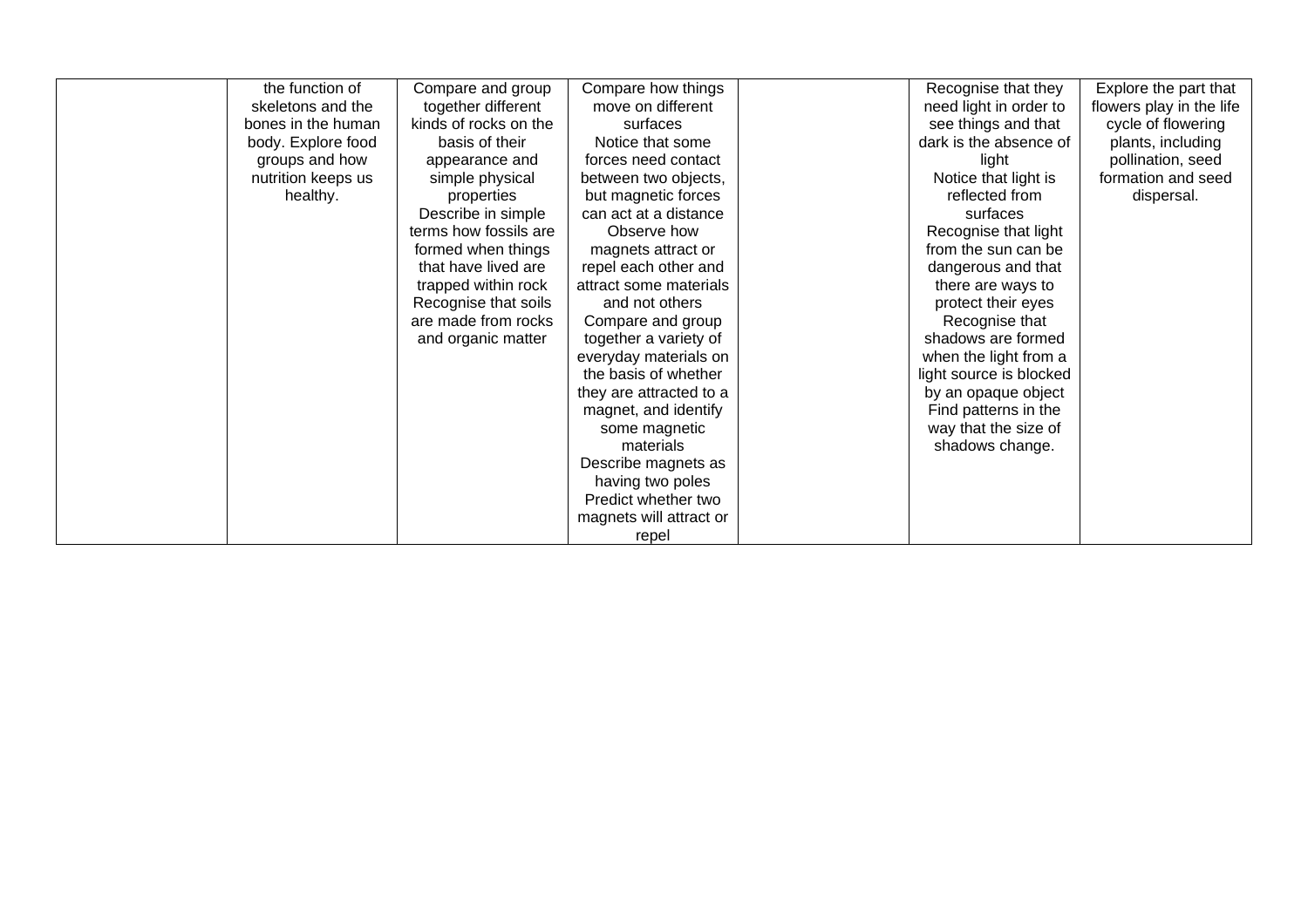| | | | | | | |
|---|---|---|---|---|---|---|
| | the function of skeletons and the bones in the human body. Explore food groups and how nutrition keeps us healthy. | Compare and group together different kinds of rocks on the basis of their appearance and simple physical properties<br>Describe in simple terms how fossils are formed when things that have lived are trapped within rock<br>Recognise that soils are made from rocks and organic matter | Compare how things move on different surfaces<br>Notice that some forces need contact between two objects, but magnetic forces can act at a distance<br>Observe how magnets attract or repel each other and attract some materials and not others<br>Compare and group together a variety of everyday materials on the basis of whether they are attracted to a magnet, and identify some magnetic materials<br>Describe magnets as having two poles<br>Predict whether two magnets will attract or repel | | Recognise that they need light in order to see things and that dark is the absence of light<br>Notice that light is reflected from surfaces<br>Recognise that light from the sun can be dangerous and that there are ways to protect their eyes<br>Recognise that shadows are formed when the light from a light source is blocked by an opaque object<br>Find patterns in the way that the size of shadows change. | Explore the part that flowers play in the life cycle of flowering plants, including pollination, seed formation and seed dispersal. |